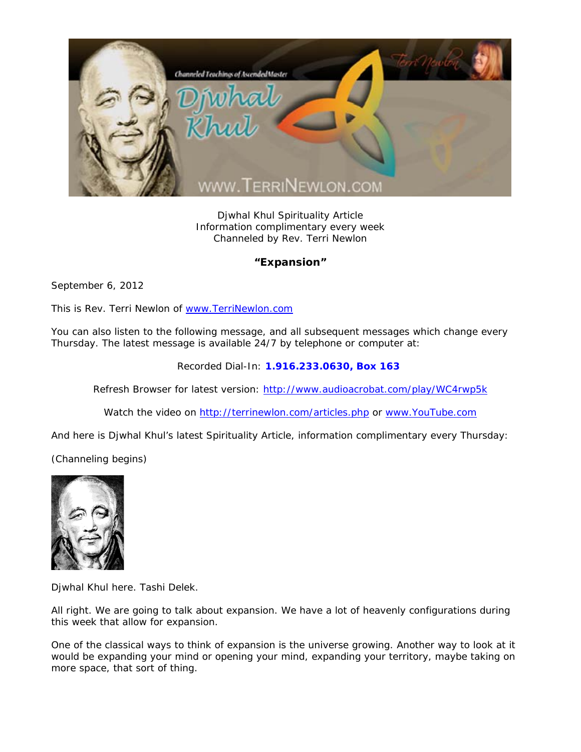Djwhal Khul Spirituality Article
Information complimentary every week
Channeled by Rev. Terri Newlon

## "Expansion"

September 6, 2012

This is Rev. Terri Newlon of www.TerriNewlon.com

You can also listen to the following message, and all subsequent messages which change every Thursday. The latest message is available 24/7 by telephone or computer at:

Recorded Dial-In: **1.916.233.0630, Box 163**

Refresh Browser for latest version: http://www.audioacrobat.com/play/WC4rwp5k

Watch the video on http://terrinewlon.com/articles.php or www.YouTube.com

And here is Djwhal Khul's latest Spirituality Article, information complimentary every Thursday:

(Channeling begins)

Djwhal Khul here. Tashi Delek.

All right. We are going to talk about expansion. We have a lot of heavenly configurations during this week that allow for expansion.

One of the classical ways to think of expansion is the universe growing. Another way to look at it would be expanding your mind or opening your mind, expanding your territory, maybe taking on more space, that sort of thing.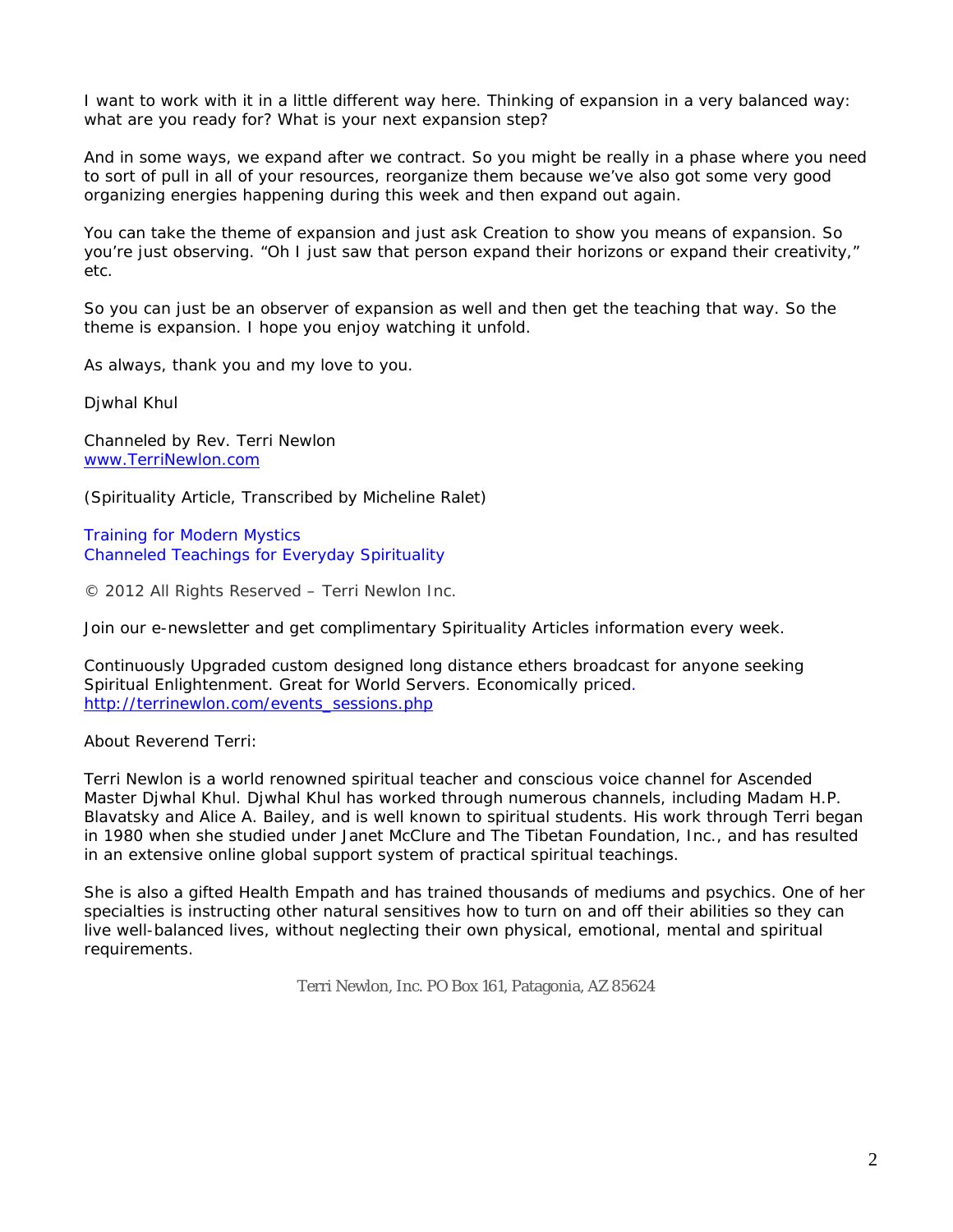I want to work with it in a little different way here. Thinking of expansion in a very balanced way: what are you ready for? What is your next expansion step?

And in some ways, we expand after we contract. So you might be really in a phase where you need to sort of pull in all of your resources, reorganize them because we've also got some very good organizing energies happening during this week and then expand out again.

You can take the theme of expansion and just ask Creation to show you means of expansion. So you're just observing. "Oh I just saw that person expand their horizons or expand their creativity," etc.

So you can just be an observer of expansion as well and then get the teaching that way. So the theme is expansion. I hope you enjoy watching it unfold.

As always, thank you and my love to you.

Djwhal Khul

Channeled by Rev. Terri Newlon
www.TerriNewlon.com

(Spirituality Article, Transcribed by Micheline Ralet)

Training for Modern Mystics
Channeled Teachings for Everyday Spirituality

© 2012 All Rights Reserved – Terri Newlon Inc.

Join our e-newsletter and get complimentary Spirituality Articles information every week.

Continuously Upgraded custom designed long distance ethers broadcast for anyone seeking Spiritual Enlightenment. Great for World Servers. Economically priced.
http://terrinewlon.com/events_sessions.php

About Reverend Terri:

Terri Newlon is a world renowned spiritual teacher and conscious voice channel for Ascended Master Djwhal Khul. Djwhal Khul has worked through numerous channels, including Madam H.P. Blavatsky and Alice A. Bailey, and is well known to spiritual students. His work through Terri began in 1980 when she studied under Janet McClure and The Tibetan Foundation, Inc., and has resulted in an extensive online global support system of practical spiritual teachings.

She is also a gifted Health Empath and has trained thousands of mediums and psychics. One of her specialties is instructing other natural sensitives how to turn on and off their abilities so they can live well-balanced lives, without neglecting their own physical, emotional, mental and spiritual requirements.

Terri Newlon, Inc. PO Box 161, Patagonia, AZ 85624